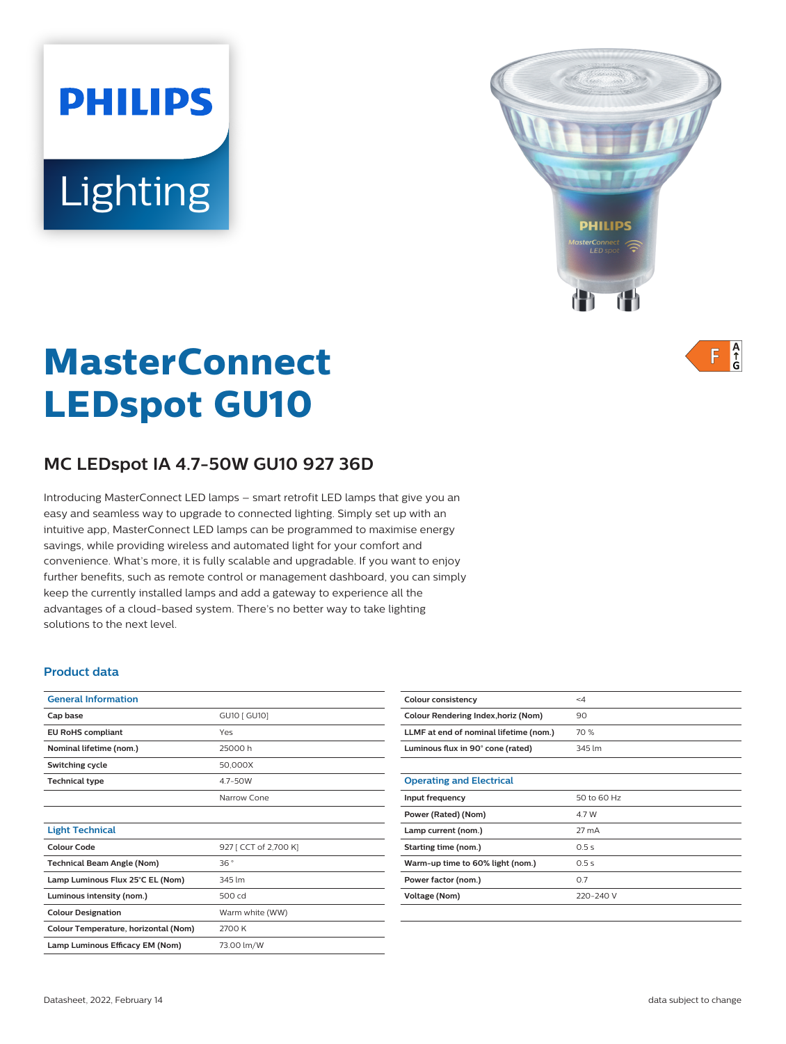PHILIPS

Lighting

# MasterConnect LEDspot GU10

F A G

## MC LEDspot IA 4.7-50W GU10 927 36D

Introducing MasterConnect LED lamps – smart retrofit LED lamps that give you an easy and seamless way to upgrade to connected lighting. Simply set up with an intuitive app, MasterConnect LED lamps can be programmed to maximise energy savings, while providing wireless and automated light for your comfort and convenience. What's more, it is fully scalable and upgradable. If you want to enjoy further benefits, such as remote control or management dashboard, you can simply keep the currently installed lamps and add a gateway to experience all the advantages of a cloud-based system. There's no better way to take lighting solutions to the next level.

### Product data

| General Information | |
|---|---|
| **Cap base** | GU10 [ GU10] |
| **EU RoHS compliant** | Yes |
| **Nominal lifetime (nom.)** | 25000 h |
| **Switching cycle** | 50,000X |
| **Technical type** | 4.7-50W |
| | Narrow Cone |

| Light Technical | |
|---|---|
| **Colour Code** | 927 [ CCT of 2,700 K] |
| **Technical Beam Angle (Nom)** | 36 ° |
| **Lamp Luminous Flux 25°C EL (Nom)** | 345 lm |
| **Luminous intensity (nom.)** | 500 cd |
| **Colour Designation** | Warm white (WW) |
| **Colour Temperature, horizontal (Nom)** | 2700 K |
| **Lamp Luminous Efficacy EM (Nom)** | 73.00 lm/W |
| **Colour consistency** | <4 |
| **Colour Rendering Index,horiz (Nom)** | 90 |
| **LLMF at end of nominal lifetime (nom.)** | 70 % |
| **Luminous flux in 90° cone (rated)** | 345 lm |

| Operating and Electrical | |
|---|---|
| **Input frequency** | 50 to 60 Hz |
| **Power (Rated) (Nom)** | 4.7 W |
| **Lamp current (nom.)** | 27 mA |
| **Starting time (nom.)** | 0.5 s |
| **Warm-up time to 60% light (nom.)** | 0.5 s |
| **Power factor (nom.)** | 0.7 |
| **Voltage (Nom)** | 220-240 V |

Datasheet, 2022, February 14 data subject to change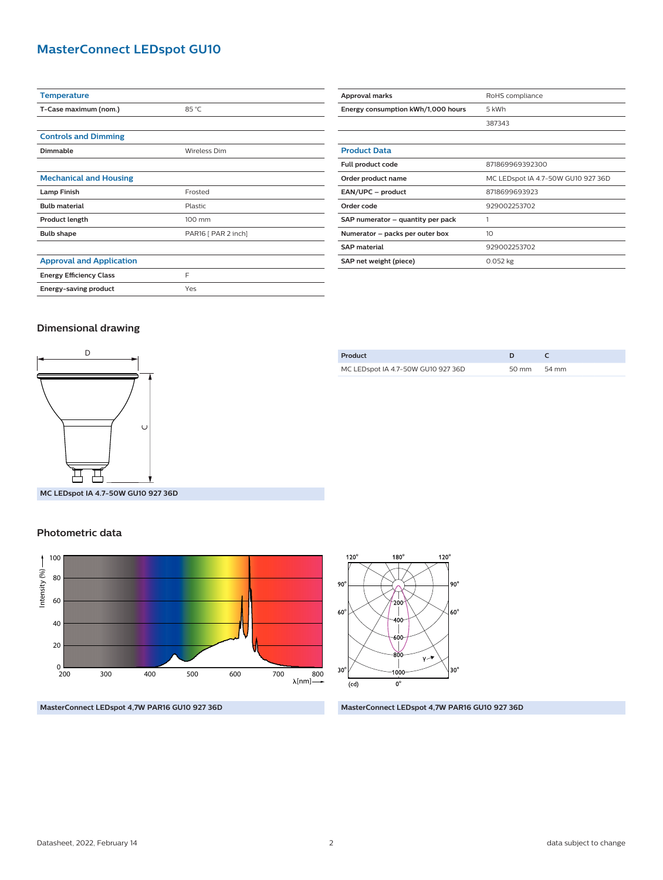# MasterConnect LEDspot GU10

| Temperature | |
|---|---|
| T-Case maximum (nom.) | 85 °C |

| Controls and Dimming | |
|---|---|
| Dimmable | Wireless Dim |

| Mechanical and Housing | |
|---|---|
| Lamp Finish | Frosted |
| Bulb material | Plastic |
| Product length | 100 mm |
| Bulb shape | PAR16 [ PAR 2 inch] |

| Approval and Application | |
|---|---|
| Energy Efficiency Class | F |
| Energy-saving product | Yes |
| Approval marks | RoHS compliance |
| Energy consumption kWh/1,000 hours | 5 kWh |
| | 387343 |

| Product Data | |
|---|---|
| Full product code | 871869969392300 |
| Order product name | MC LEDspot IA 4.7-50W GU10 927 36D |
| EAN/UPC – product | 8718699693923 |
| Order code | 929002253702 |
| SAP numerator – quantity per pack | 1 |
| Numerator – packs per outer box | 10 |
| SAP material | 929002253702 |
| SAP net weight (piece) | 0.052 kg |

## Dimensional drawing

**MC LEDspot IA 4.7-50W GU10 927 36D**

| Product | D | C |
|---|---|---|
| MC LEDspot IA 4.7-50W GU10 927 36D | 50 mm | 54 mm |

## Photometric data

**MasterConnect LEDspot 4,7W PAR16 GU10 927 36D**

**MasterConnect LEDspot 4,7W PAR16 GU10 927 36D**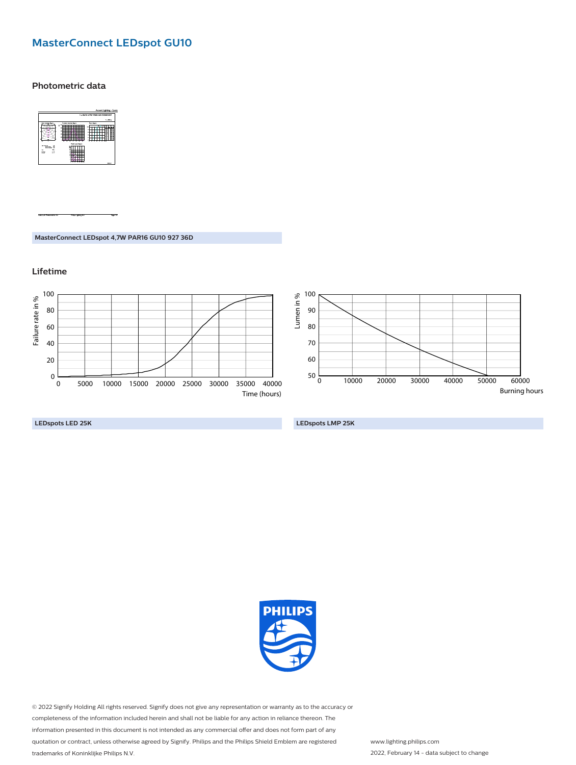# MasterConnect LEDspot GU10

## Photometric data

MasterConnect LEDspot 4,7W PAR16 GU10 927 36D

## Lifetime

Failure rate in %
100
80
60
40
20
0
0 5000 10000 15000 20000 25000 30000 35000 40000
Time (hours)

LEDspots LED 25K

Lumen in %
100
90
80
70
60
50
0 10000 20000 30000 40000 50000 60000
Burning hours

LEDspots LMP 25K

© 2022 Signify Holding All rights reserved. Signify does not give any representation or warranty as to the accuracy or completeness of the information included herein and shall not be liable for any action in reliance thereon. The information presented in this document is not intended as any commercial offer and does not form part of any quotation or contract, unless otherwise agreed by Signify. Philips and the Philips Shield Emblem are registered trademarks of Koninklijke Philips N.V.

www.lighting.philips.com

2022, February 14 - data subject to change